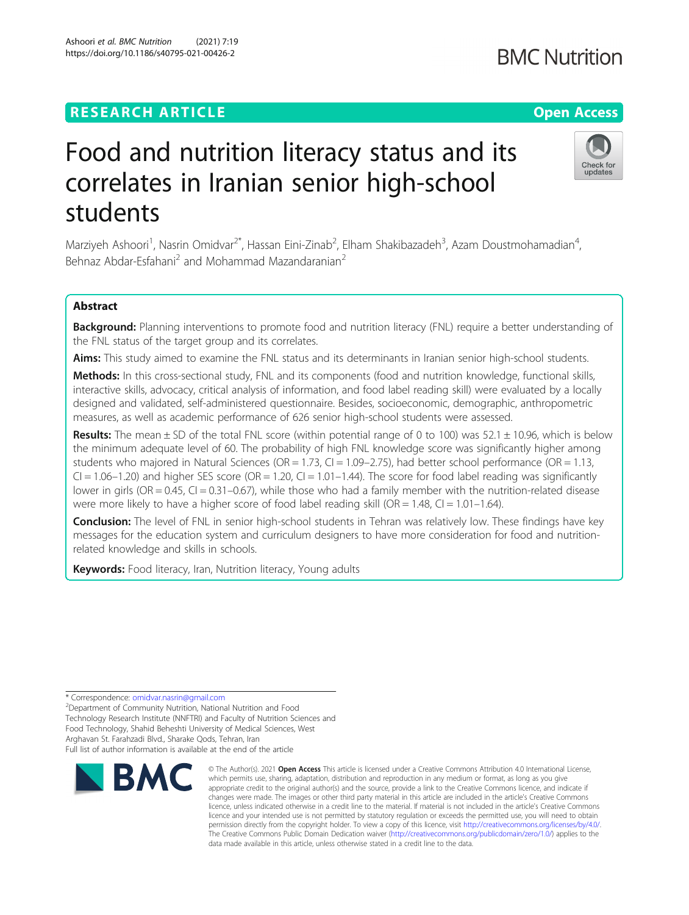RESEARCH ARTICLE

Open Access

# Food and nutrition literacy status and its correlates in Iranian senior high-school students

Marziyeh Ashoori[1], Nasrin Omidvar[2*], Hassan Eini-Zinab[2], Elham Shakibazadeh[3], Azam Doustmohamadian[4], Behnaz Abdar-Esfahani[2] and Mohammad Mazandaranian[2]

## Abstract

**Background:** Planning interventions to promote food and nutrition literacy (FNL) require a better understanding of the FNL status of the target group and its correlates.

**Aims:** This study aimed to examine the FNL status and its determinants in Iranian senior high-school students.

**Methods:** In this cross-sectional study, FNL and its components (food and nutrition knowledge, functional skills, interactive skills, advocacy, critical analysis of information, and food label reading skill) were evaluated by a locally designed and validated, self-administered questionnaire. Besides, socioeconomic, demographic, anthropometric measures, as well as academic performance of 626 senior high-school students were assessed.

**Results:** The mean ± SD of the total FNL score (within potential range of 0 to 100) was 52.1 ± 10.96, which is below the minimum adequate level of 60. The probability of high FNL knowledge score was significantly higher among students who majored in Natural Sciences (OR = 1.73, CI = 1.09–2.75), had better school performance (OR = 1.13, CI = 1.06–1.20) and higher SES score (OR = 1.20, CI = 1.01–1.44). The score for food label reading was significantly lower in girls (OR = 0.45, CI = 0.31–0.67), while those who had a family member with the nutrition-related disease were more likely to have a higher score of food label reading skill (OR = 1.48, CI = 1.01–1.64).

**Conclusion:** The level of FNL in senior high-school students in Tehran was relatively low. These findings have key messages for the education system and curriculum designers to have more consideration for food and nutrition-related knowledge and skills in schools.

**Keywords:** Food literacy, Iran, Nutrition literacy, Young adults

* Correspondence: omidvar.nasrin@gmail.com
[2]Department of Community Nutrition, National Nutrition and Food Technology Research Institute (NNFTRI) and Faculty of Nutrition Sciences and Food Technology, Shahid Beheshti University of Medical Sciences, West Arghavan St. Farahzadi Blvd., Sharake Qods, Tehran, Iran
Full list of author information is available at the end of the article

© The Author(s). 2021 **Open Access** This article is licensed under a Creative Commons Attribution 4.0 International License, which permits use, sharing, adaptation, distribution and reproduction in any medium or format, as long as you give appropriate credit to the original author(s) and the source, provide a link to the Creative Commons licence, and indicate if changes were made. The images or other third party material in this article are included in the article's Creative Commons licence, unless indicated otherwise in a credit line to the material. If material is not included in the article's Creative Commons licence and your intended use is not permitted by statutory regulation or exceeds the permitted use, you will need to obtain permission directly from the copyright holder. To view a copy of this licence, visit http://creativecommons.org/licenses/by/4.0/. The Creative Commons Public Domain Dedication waiver (http://creativecommons.org/publicdomain/zero/1.0/) applies to the data made available in this article, unless otherwise stated in a credit line to the data.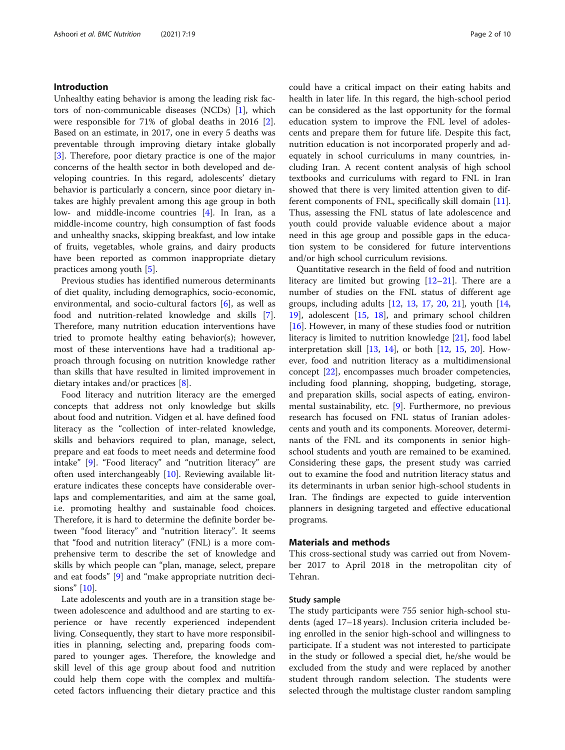## Introduction

Unhealthy eating behavior is among the leading risk factors of non-communicable diseases (NCDs) [1], which were responsible for 71% of global deaths in 2016 [2]. Based on an estimate, in 2017, one in every 5 deaths was preventable through improving dietary intake globally [3]. Therefore, poor dietary practice is one of the major concerns of the health sector in both developed and developing countries. In this regard, adolescents' dietary behavior is particularly a concern, since poor dietary intakes are highly prevalent among this age group in both low- and middle-income countries [4]. In Iran, as a middle-income country, high consumption of fast foods and unhealthy snacks, skipping breakfast, and low intake of fruits, vegetables, whole grains, and dairy products have been reported as common inappropriate dietary practices among youth [5].

Previous studies has identified numerous determinants of diet quality, including demographics, socio-economic, environmental, and socio-cultural factors [6], as well as food and nutrition-related knowledge and skills [7]. Therefore, many nutrition education interventions have tried to promote healthy eating behavior(s); however, most of these interventions have had a traditional approach through focusing on nutrition knowledge rather than skills that have resulted in limited improvement in dietary intakes and/or practices [8].

Food literacy and nutrition literacy are the emerged concepts that address not only knowledge but skills about food and nutrition. Vidgen et al. have defined food literacy as the "collection of inter-related knowledge, skills and behaviors required to plan, manage, select, prepare and eat foods to meet needs and determine food intake" [9]. "Food literacy" and "nutrition literacy" are often used interchangeably [10]. Reviewing available literature indicates these concepts have considerable overlaps and complementarities, and aim at the same goal, i.e. promoting healthy and sustainable food choices. Therefore, it is hard to determine the definite border between "food literacy" and "nutrition literacy". It seems that "food and nutrition literacy" (FNL) is a more comprehensive term to describe the set of knowledge and skills by which people can "plan, manage, select, prepare and eat foods" [9] and "make appropriate nutrition decisions" [10].

Late adolescents and youth are in a transition stage between adolescence and adulthood and are starting to experience or have recently experienced independent living. Consequently, they start to have more responsibilities in planning, selecting and, preparing foods compared to younger ages. Therefore, the knowledge and skill level of this age group about food and nutrition could help them cope with the complex and multifaceted factors influencing their dietary practice and this could have a critical impact on their eating habits and health in later life. In this regard, the high-school period can be considered as the last opportunity for the formal education system to improve the FNL level of adolescents and prepare them for future life. Despite this fact, nutrition education is not incorporated properly and adequately in school curriculums in many countries, including Iran. A recent content analysis of high school textbooks and curriculums with regard to FNL in Iran showed that there is very limited attention given to different components of FNL, specifically skill domain [11]. Thus, assessing the FNL status of late adolescence and youth could provide valuable evidence about a major need in this age group and possible gaps in the education system to be considered for future interventions and/or high school curriculum revisions.

Quantitative research in the field of food and nutrition literacy are limited but growing [12–21]. There are a number of studies on the FNL status of different age groups, including adults [12, 13, 17, 20, 21], youth [14, 19], adolescent [15, 18], and primary school children [16]. However, in many of these studies food or nutrition literacy is limited to nutrition knowledge [21], food label interpretation skill [13, 14], or both [12, 15, 20]. However, food and nutrition literacy as a multidimensional concept [22], encompasses much broader competencies, including food planning, shopping, budgeting, storage, and preparation skills, social aspects of eating, environmental sustainability, etc. [9]. Furthermore, no previous research has focused on FNL status of Iranian adolescents and youth and its components. Moreover, determinants of the FNL and its components in senior high-school students and youth are remained to be examined. Considering these gaps, the present study was carried out to examine the food and nutrition literacy status and its determinants in urban senior high-school students in Iran. The findings are expected to guide intervention planners in designing targeted and effective educational programs.

## Materials and methods

This cross-sectional study was carried out from November 2017 to April 2018 in the metropolitan city of Tehran.

### Study sample

The study participants were 755 senior high-school students (aged 17–18 years). Inclusion criteria included being enrolled in the senior high-school and willingness to participate. If a student was not interested to participate in the study or followed a special diet, he/she would be excluded from the study and were replaced by another student through random selection. The students were selected through the multistage cluster random sampling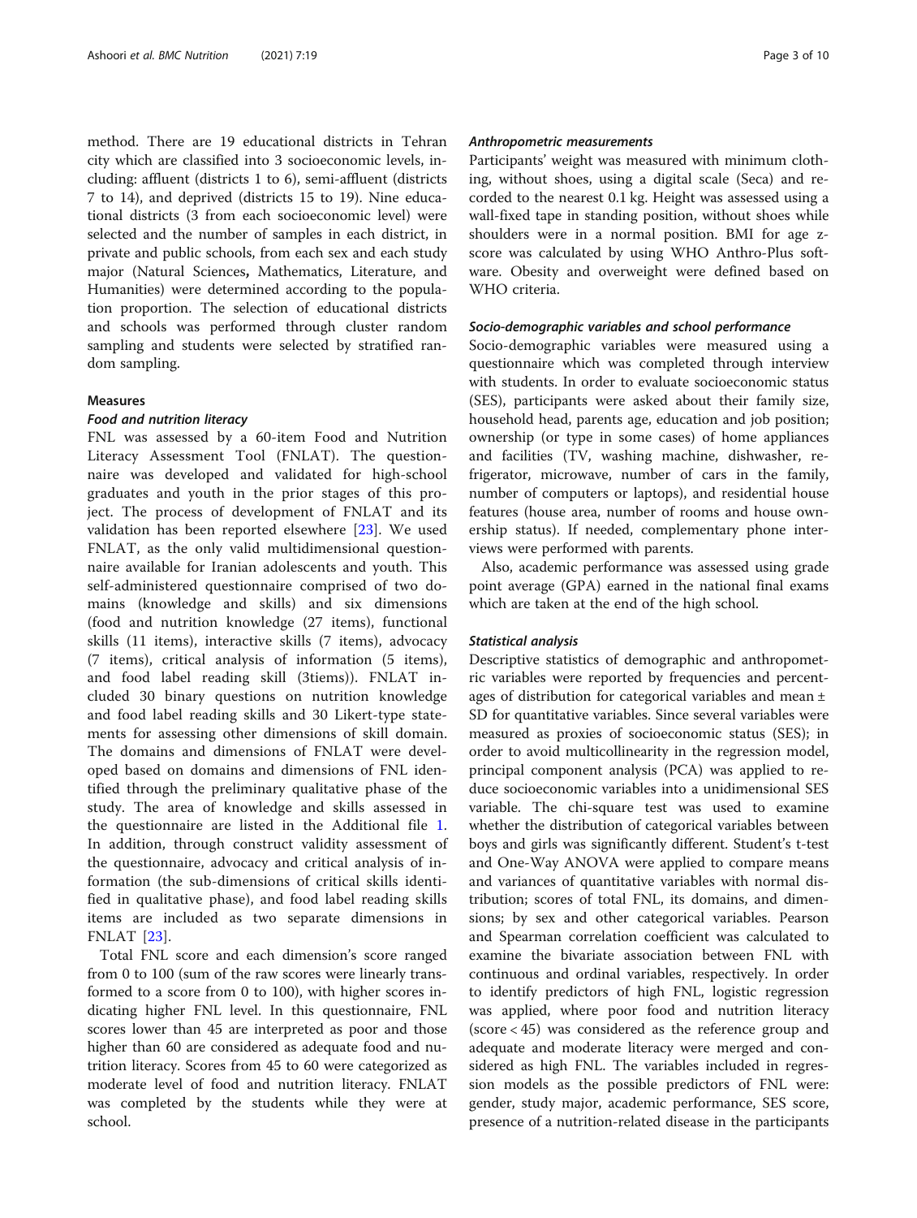method. There are 19 educational districts in Tehran city which are classified into 3 socioeconomic levels, including: affluent (districts 1 to 6), semi-affluent (districts 7 to 14), and deprived (districts 15 to 19). Nine educational districts (3 from each socioeconomic level) were selected and the number of samples in each district, in private and public schools, from each sex and each study major (Natural Sciences**,** Mathematics, Literature, and Humanities) were determined according to the population proportion. The selection of educational districts and schools was performed through cluster random sampling and students were selected by stratified random sampling.

## Measures

### *Food and nutrition literacy*

FNL was assessed by a 60-item Food and Nutrition Literacy Assessment Tool (FNLAT). The questionnaire was developed and validated for high-school graduates and youth in the prior stages of this project. The process of development of FNLAT and its validation has been reported elsewhere [23]. We used FNLAT, as the only valid multidimensional questionnaire available for Iranian adolescents and youth. This self-administered questionnaire comprised of two domains (knowledge and skills) and six dimensions (food and nutrition knowledge (27 items), functional skills (11 items), interactive skills (7 items), advocacy (7 items), critical analysis of information (5 items), and food label reading skill (3tiems)). FNLAT included 30 binary questions on nutrition knowledge and food label reading skills and 30 Likert-type statements for assessing other dimensions of skill domain. The domains and dimensions of FNLAT were developed based on domains and dimensions of FNL identified through the preliminary qualitative phase of the study. The area of knowledge and skills assessed in the questionnaire are listed in the Additional file 1. In addition, through construct validity assessment of the questionnaire, advocacy and critical analysis of information (the sub-dimensions of critical skills identified in qualitative phase), and food label reading skills items are included as two separate dimensions in FNLAT [23].

Total FNL score and each dimension's score ranged from 0 to 100 (sum of the raw scores were linearly transformed to a score from 0 to 100), with higher scores indicating higher FNL level. In this questionnaire, FNL scores lower than 45 are interpreted as poor and those higher than 60 are considered as adequate food and nutrition literacy. Scores from 45 to 60 were categorized as moderate level of food and nutrition literacy. FNLAT was completed by the students while they were at school.

### *Anthropometric measurements*

Participants' weight was measured with minimum clothing, without shoes, using a digital scale (Seca) and recorded to the nearest 0.1 kg. Height was assessed using a wall-fixed tape in standing position, without shoes while shoulders were in a normal position. BMI for age z-score was calculated by using WHO Anthro-Plus software. Obesity and overweight were defined based on WHO criteria.

### *Socio-demographic variables and school performance*

Socio-demographic variables were measured using a questionnaire which was completed through interview with students. In order to evaluate socioeconomic status (SES), participants were asked about their family size, household head, parents age, education and job position; ownership (or type in some cases) of home appliances and facilities (TV, washing machine, dishwasher, refrigerator, microwave, number of cars in the family, number of computers or laptops), and residential house features (house area, number of rooms and house ownership status). If needed, complementary phone interviews were performed with parents.

Also, academic performance was assessed using grade point average (GPA) earned in the national final exams which are taken at the end of the high school.

### *Statistical analysis*

Descriptive statistics of demographic and anthropometric variables were reported by frequencies and percentages of distribution for categorical variables and mean ± SD for quantitative variables. Since several variables were measured as proxies of socioeconomic status (SES); in order to avoid multicollinearity in the regression model, principal component analysis (PCA) was applied to reduce socioeconomic variables into a unidimensional SES variable. The chi-square test was used to examine whether the distribution of categorical variables between boys and girls was significantly different. Student's t-test and One-Way ANOVA were applied to compare means and variances of quantitative variables with normal distribution; scores of total FNL, its domains, and dimensions; by sex and other categorical variables. Pearson and Spearman correlation coefficient was calculated to examine the bivariate association between FNL with continuous and ordinal variables, respectively. In order to identify predictors of high FNL, logistic regression was applied, where poor food and nutrition literacy (score < 45) was considered as the reference group and adequate and moderate literacy were merged and considered as high FNL. The variables included in regression models as the possible predictors of FNL were: gender, study major, academic performance, SES score, presence of a nutrition-related disease in the participants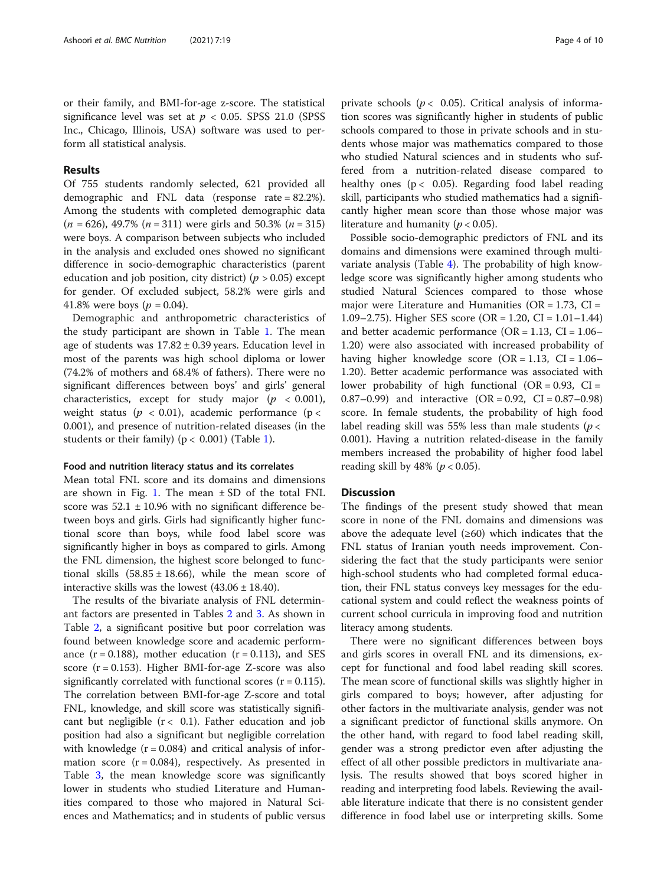or their family, and BMI-for-age z-score. The statistical significance level was set at $p < 0.05$. SPSS 21.0 (SPSS Inc., Chicago, Illinois, USA) software was used to perform all statistical analysis.

## Results

Of 755 students randomly selected, 621 provided all demographic and FNL data (response rate = 82.2%). Among the students with completed demographic data ($n = 626$), 49.7% ($n = 311$) were girls and 50.3% ($n = 315$) were boys. A comparison between subjects who included in the analysis and excluded ones showed no significant difference in socio-demographic characteristics (parent education and job position, city district) ($p > 0.05$) except for gender. Of excluded subject, 58.2% were girls and 41.8% were boys ($p = 0.04$).

Demographic and anthropometric characteristics of the study participant are shown in Table 1. The mean age of students was $17.82 \pm 0.39$ years. Education level in most of the parents was high school diploma or lower (74.2% of mothers and 68.4% of fathers). There were no significant differences between boys' and girls' general characteristics, except for study major ($p < 0.001$), weight status ($p < 0.01$), academic performance ($p < 0.001$), and presence of nutrition-related diseases (in the students or their family) ($p < 0.001$) (Table 1).

### Food and nutrition literacy status and its correlates

Mean total FNL score and its domains and dimensions are shown in Fig. 1. The mean ± SD of the total FNL score was $52.1 \pm 10.96$ with no significant difference between boys and girls. Girls had significantly higher functional score than boys, while food label score was significantly higher in boys as compared to girls. Among the FNL dimension, the highest score belonged to functional skills ($58.85 \pm 18.66$), while the mean score of interactive skills was the lowest ($43.06 \pm 18.40$).

The results of the bivariate analysis of FNL determinant factors are presented in Tables 2 and 3. As shown in Table 2, a significant positive but poor correlation was found between knowledge score and academic performance ($r = 0.188$), mother education ($r = 0.113$), and SES score ($r = 0.153$). Higher BMI-for-age Z-score was also significantly correlated with functional scores ($r = 0.115$). The correlation between BMI-for-age Z-score and total FNL, knowledge, and skill score was statistically significant but negligible ($r < 0.1$). Father education and job position had also a significant but negligible correlation with knowledge ($r = 0.084$) and critical analysis of information score ($r = 0.084$), respectively. As presented in Table 3, the mean knowledge score was significantly lower in students who studied Literature and Humanities compared to those who majored in Natural Sciences and Mathematics; and in students of public versus private schools ($p < 0.05$). Critical analysis of information scores was significantly higher in students of public schools compared to those in private schools and in students whose major was mathematics compared to those who studied Natural sciences and in students who suffered from a nutrition-related disease compared to healthy ones ($p < 0.05$). Regarding food label reading skill, participants who studied mathematics had a significantly higher mean score than those whose major was literature and humanity ($p < 0.05$).

Possible socio-demographic predictors of FNL and its domains and dimensions were examined through multivariate analysis (Table 4). The probability of high knowledge score was significantly higher among students who studied Natural Sciences compared to those whose major were Literature and Humanities (OR = 1.73, CI = 1.09–2.75). Higher SES score (OR = 1.20, CI = 1.01–1.44) and better academic performance (OR = 1.13, CI = 1.06–1.20) were also associated with increased probability of having higher knowledge score (OR = 1.13, CI = 1.06–1.20). Better academic performance was associated with lower probability of high functional (OR = 0.93, CI = 0.87–0.99) and interactive (OR = 0.92, CI = 0.87–0.98) score. In female students, the probability of high food label reading skill was 55% less than male students ($p < 0.001$). Having a nutrition related-disease in the family members increased the probability of higher food label reading skill by 48% ($p < 0.05$).

## Discussion

The findings of the present study showed that mean score in none of the FNL domains and dimensions was above the adequate level (≥60) which indicates that the FNL status of Iranian youth needs improvement. Considering the fact that the study participants were senior high-school students who had completed formal education, their FNL status conveys key messages for the educational system and could reflect the weakness points of current school curricula in improving food and nutrition literacy among students.

There were no significant differences between boys and girls scores in overall FNL and its dimensions, except for functional and food label reading skill scores. The mean score of functional skills was slightly higher in girls compared to boys; however, after adjusting for other factors in the multivariate analysis, gender was not a significant predictor of functional skills anymore. On the other hand, with regard to food label reading skill, gender was a strong predictor even after adjusting the effect of all other possible predictors in multivariate analysis. The results showed that boys scored higher in reading and interpreting food labels. Reviewing the available literature indicate that there is no consistent gender difference in food label use or interpreting skills. Some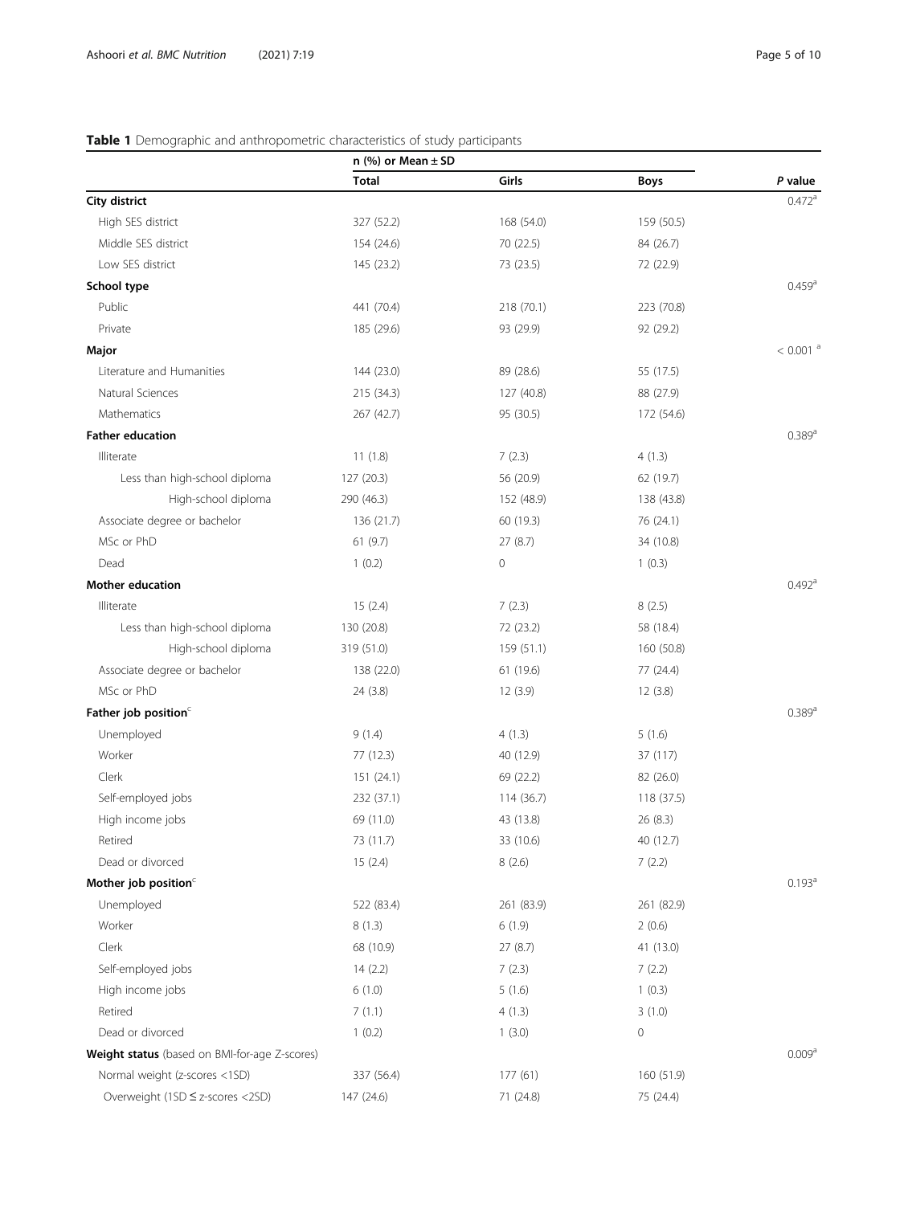**Table 1** Demographic and anthropometric characteristics of study participants

| | n (%) or Mean ± SD | | | |
|---|---|---|---|---|
| | Total | Girls | Boys | *P* value |
| **City district** | | | | 0.472[a] |
| High SES district | 327 (52.2) | 168 (54.0) | 159 (50.5) | |
| Middle SES district | 154 (24.6) | 70 (22.5) | 84 (26.7) | |
| Low SES district | 145 (23.2) | 73 (23.5) | 72 (22.9) | |
| **School type** | | | | 0.459[a] |
| Public | 441 (70.4) | 218 (70.1) | 223 (70.8) | |
| Private | 185 (29.6) | 93 (29.9) | 92 (29.2) | |
| **Major** | | | | < 0.001 [a] |
| Literature and Humanities | 144 (23.0) | 89 (28.6) | 55 (17.5) | |
| Natural Sciences | 215 (34.3) | 127 (40.8) | 88 (27.9) | |
| Mathematics | 267 (42.7) | 95 (30.5) | 172 (54.6) | |
| **Father education** | | | | 0.389[a] |
| Illiterate | 11 (1.8) | 7 (2.3) | 4 (1.3) | |
| Less than high-school diploma | 127 (20.3) | 56 (20.9) | 62 (19.7) | |
| High-school diploma | 290 (46.3) | 152 (48.9) | 138 (43.8) | |
| Associate degree or bachelor | 136 (21.7) | 60 (19.3) | 76 (24.1) | |
| MSc or PhD | 61 (9.7) | 27 (8.7) | 34 (10.8) | |
| Dead | 1 (0.2) | 0 | 1 (0.3) | |
| **Mother education** | | | | 0.492[a] |
| Illiterate | 15 (2.4) | 7 (2.3) | 8 (2.5) | |
| Less than high-school diploma | 130 (20.8) | 72 (23.2) | 58 (18.4) | |
| High-school diploma | 319 (51.0) | 159 (51.1) | 160 (50.8) | |
| Associate degree or bachelor | 138 (22.0) | 61 (19.6) | 77 (24.4) | |
| MSc or PhD | 24 (3.8) | 12 (3.9) | 12 (3.8) | |
| **Father job position**[c] | | | | 0.389[a] |
| Unemployed | 9 (1.4) | 4 (1.3) | 5 (1.6) | |
| Worker | 77 (12.3) | 40 (12.9) | 37 (117) | |
| Clerk | 151 (24.1) | 69 (22.2) | 82 (26.0) | |
| Self-employed jobs | 232 (37.1) | 114 (36.7) | 118 (37.5) | |
| High income jobs | 69 (11.0) | 43 (13.8) | 26 (8.3) | |
| Retired | 73 (11.7) | 33 (10.6) | 40 (12.7) | |
| Dead or divorced | 15 (2.4) | 8 (2.6) | 7 (2.2) | |
| **Mother job position**[c] | | | | 0.193[a] |
| Unemployed | 522 (83.4) | 261 (83.9) | 261 (82.9) | |
| Worker | 8 (1.3) | 6 (1.9) | 2 (0.6) | |
| Clerk | 68 (10.9) | 27 (8.7) | 41 (13.0) | |
| Self-employed jobs | 14 (2.2) | 7 (2.3) | 7 (2.2) | |
| High income jobs | 6 (1.0) | 5 (1.6) | 1 (0.3) | |
| Retired | 7 (1.1) | 4 (1.3) | 3 (1.0) | |
| Dead or divorced | 1 (0.2) | 1 (3.0) | 0 | |
| **Weight status** (based on BMI-for-age Z-scores) | | | | 0.009[a] |
| Normal weight (z-scores <1SD) | 337 (56.4) | 177 (61) | 160 (51.9) | |
| Overweight (1SD ≤ z-scores <2SD) | 147 (24.6) | 71 (24.8) | 75 (24.4) | |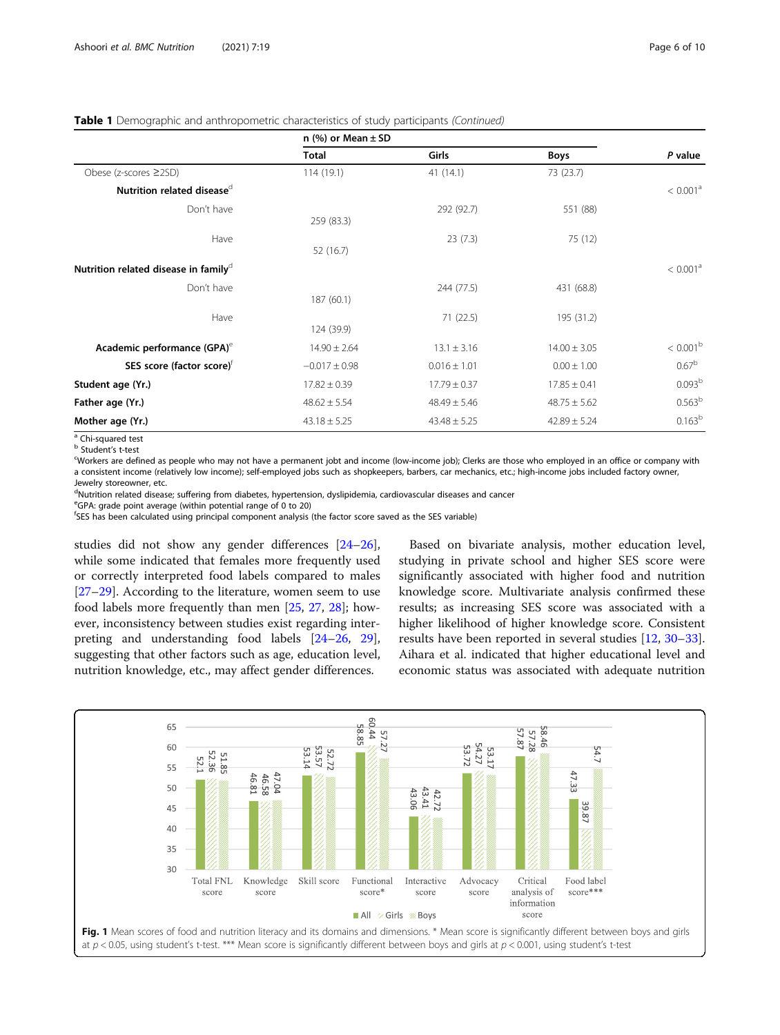**Table 1** Demographic and anthropometric characteristics of study participants *(Continued)*

| | n (%) or Mean ± SD | | | |
|---|---|---|---|---|
| | Total | Girls | Boys | *P* value |
| Obese (z-scores ≥2SD) | 114 (19.1) | 41 (14.1) | 73 (23.7) | |
| **Nutrition related disease**[d] | | | | < 0.001[a] |
| Don't have | 259 (83.3) | 292 (92.7) | 551 (88) | |
| Have | 52 (16.7) | 23 (7.3) | 75 (12) | |
| **Nutrition related disease in family**[d] | | | | < 0.001[a] |
| Don't have | 187 (60.1) | 244 (77.5) | 431 (68.8) | |
| Have | 124 (39.9) | 71 (22.5) | 195 (31.2) | |
| **Academic performance (GPA)**[e] | 14.90 ± 2.64 | 13.1 ± 3.16 | 14.00 ± 3.05 | < 0.001[b] |
| **SES score (factor score)**[f] | −0.017 ± 0.98 | 0.016 ± 1.01 | 0.00 ± 1.00 | 0.67[b] |
| **Student age (Yr.)** | 17.82 ± 0.39 | 17.79 ± 0.37 | 17.85 ± 0.41 | 0.093[b] |
| **Father age (Yr.)** | 48.62 ± 5.54 | 48.49 ± 5.46 | 48.75 ± 5.62 | 0.563[b] |
| **Mother age (Yr.)** | 43.18 ± 5.25 | 43.48 ± 5.25 | 42.89 ± 5.24 | 0.163[b] |

[a] Chi-squared test
[b] Student's t-test
[c]Workers are defined as people who may not have a permanent jobt and income (low-income job); Clerks are those who employed in an office or company with a consistent income (relatively low income); self-employed jobs such as shopkeepers, barbers, car mechanics, etc.; high-income jobs included factory owner, Jewelry storeowner, etc.
[d]Nutrition related disease; suffering from diabetes, hypertension, dyslipidemia, cardiovascular diseases and cancer
[e]GPA: grade point average (within potential range of 0 to 20)
[f]SES has been calculated using principal component analysis (the factor score saved as the SES variable)

studies did not show any gender differences [24–26], while some indicated that females more frequently used or correctly interpreted food labels compared to males [27–29]. According to the literature, women seem to use food labels more frequently than men [25, 27, 28]; however, inconsistency between studies exist regarding interpreting and understanding food labels [24–26, 29], suggesting that other factors such as age, education level, nutrition knowledge, etc., may affect gender differences.

Based on bivariate analysis, mother education level, studying in private school and higher SES score were significantly associated with higher food and nutrition knowledge score. Multivariate analysis confirmed these results; as increasing SES score was associated with a higher likelihood of higher knowledge score. Consistent results have been reported in several studies [12, 30–33]. Aihara et al. indicated that higher educational level and economic status was associated with adequate nutrition

| | All | Girls | Boys |
|---|---|---|---|
| Total FNL score | 52.1 | 52.36 | 51.85 |
| Knowledge score | 46.81 | 46.58 | 47.04 |
| Skill score | 53.14 | 53.57 | 52.72 |
| Functional score* | 58.85 | 60.44 | 57.27 |
| Interactive score | 43.06 | 43.41 | 42.72 |
| Advocacy score | 53.72 | 54.27 | 53.17 |
| Critical analysis of information score | 57.87 | 57.28 | 58.46 |
| Food label score*** | 47.33 | 39.87 | 54.7 |

**Fig. 1** Mean scores of food and nutrition literacy and its domains and dimensions. * Mean score is significantly different between boys and girls at $p < 0.05$, using student's t-test. *** Mean score is significantly different between boys and girls at $p < 0.001$, using student's t-test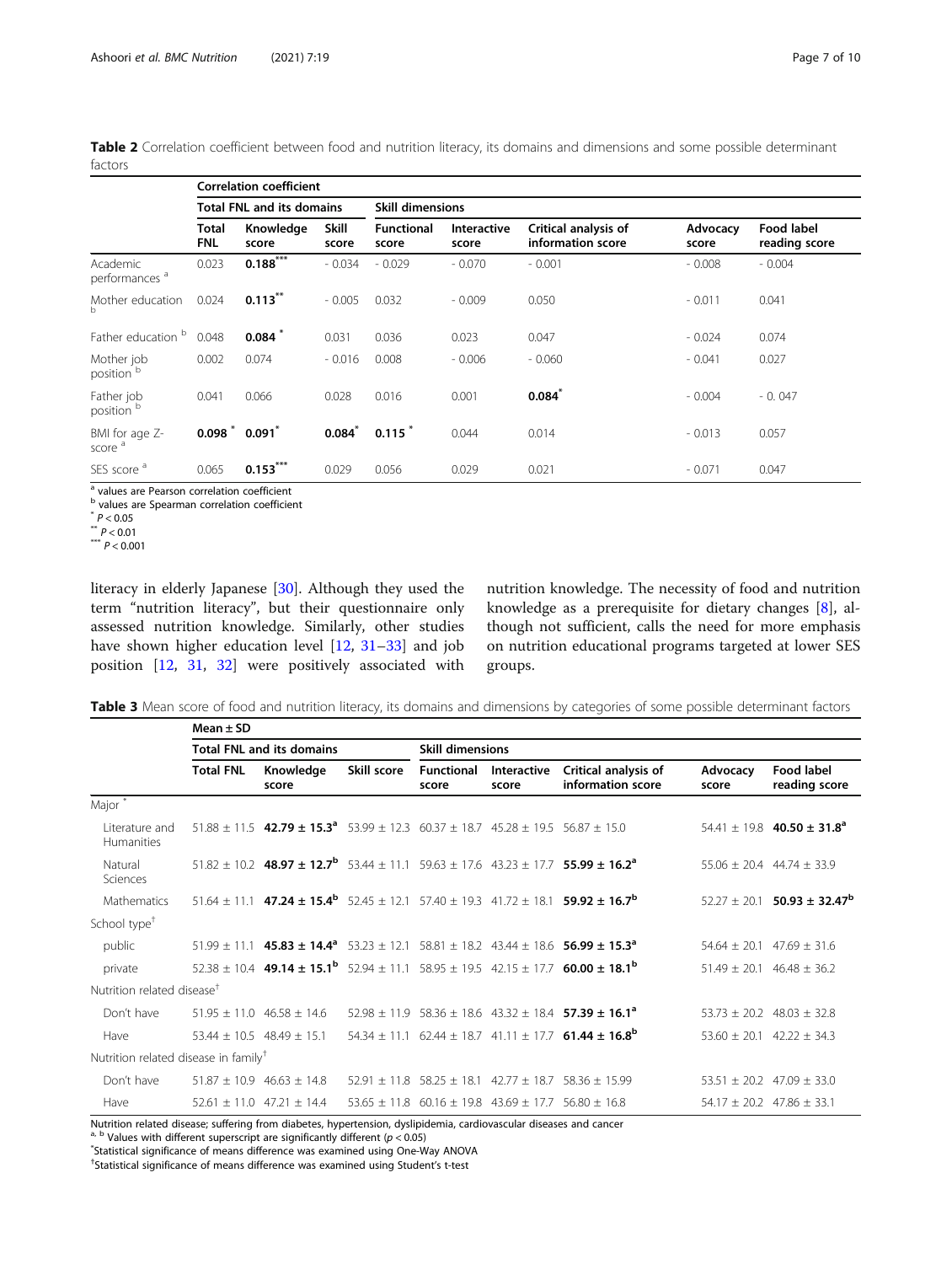**Table 2** Correlation coefficient between food and nutrition literacy, its domains and dimensions and some possible determinant factors

| | Correlation coefficient | | | | | | | |
|---|---|---|---|---|---|---|---|---|
| | Total FNL and its domains | | | Skill dimensions | | | | |
| | Total FNL | Knowledge score | Skill score | Functional score | Interactive score | Critical analysis of information score | Advocacy score | Food label reading score |
| Academic performances [a] | 0.023 | **0.188*****| - 0.034 | - 0.029 | - 0.070 | - 0.001 | - 0.008 | - 0.004 |
| Mother education [b] | 0.024 | **0.113**** | - 0.005 | 0.032 | - 0.009 | 0.050 | - 0.011 | 0.041 |
| Father education [b] | 0.048 | **0.084*** | 0.031 | 0.036 | 0.023 | 0.047 | - 0.024 | 0.074 |
| Mother job position [b] | 0.002 | 0.074 | - 0.016 | 0.008 | - 0.006 | - 0.060 | - 0.041 | 0.027 |
| Father job position [b] | 0.041 | 0.066 | 0.028 | 0.016 | 0.001 | **0.084*** | - 0.004 | - 0. 047 |
| BMI for age Z-score [a] | **0.098*** | **0.091*** | **0.084*** | **0.115*** | 0.044 | 0.014 | - 0.013 | 0.057 |
| SES score [a] | 0.065 | **0.153***** | 0.029 | 0.056 | 0.029 | 0.021 | - 0.071 | 0.047 |

[a] values are Pearson correlation coefficient
[b] values are Spearman correlation coefficient
* $P < 0.05$
** $P < 0.01$
*** $P < 0.001$

literacy in elderly Japanese [30]. Although they used the term "nutrition literacy", but their questionnaire only assessed nutrition knowledge. Similarly, other studies have shown higher education level [12, 31–33] and job position [12, 31, 32] were positively associated with nutrition knowledge. The necessity of food and nutrition knowledge as a prerequisite for dietary changes [8], although not sufficient, calls the need for more emphasis on nutrition educational programs targeted at lower SES groups.

**Table 3** Mean score of food and nutrition literacy, its domains and dimensions by categories of some possible determinant factors

| | Mean ± SD | | | | | | | |
|---|---|---|---|---|---|---|---|---|
| | Total FNL and its domains | | | Skill dimensions | | | | |
| | Total FNL | Knowledge score | Skill score | Functional score | Interactive score | Critical analysis of information score | Advocacy score | Food label reading score |
| Major * | | | | | | | | |
| Literature and Humanities | 51.88 ± 11.5 | **42.79 ± 15.3[a]** | 53.99 ± 12.3 | 60.37 ± 18.7 | 45.28 ± 19.5 | 56.87 ± 15.0 | 54.41 ± 19.8 | **40.50 ± 31.8[a]** |
| Natural Sciences | 51.82 ± 10.2 | **48.97 ± 12.7[b]** | 53.44 ± 11.1 | 59.63 ± 17.6 | 43.23 ± 17.7 | **55.99 ± 16.2[a]** | 55.06 ± 20.4 | 44.74 ± 33.9 |
| Mathematics | 51.64 ± 11.1 | **47.24 ± 15.4[b]** | 52.45 ± 12.1 | 57.40 ± 19.3 | 41.72 ± 18.1 | **59.92 ± 16.7[b]** | 52.27 ± 20.1 | **50.93 ± 32.47[b]** |
| School type† | | | | | | | | |
| public | 51.99 ± 11.1 | **45.83 ± 14.4[a]** | 53.23 ± 12.1 | 58.81 ± 18.2 | 43.44 ± 18.6 | **56.99 ± 15.3[a]** | 54.64 ± 20.1 | 47.69 ± 31.6 |
| private | 52.38 ± 10.4 | **49.14 ± 15.1[b]** | 52.94 ± 11.1 | 58.95 ± 19.5 | 42.15 ± 17.7 | **60.00 ± 18.1[b]** | 51.49 ± 20.1 | 46.48 ± 36.2 |
| Nutrition related disease† | | | | | | | | |
| Don't have | 51.95 ± 11.0 | 46.58 ± 14.6 | 52.98 ± 11.9 | 58.36 ± 18.6 | 43.32 ± 18.4 | **57.39 ± 16.1[a]** | 53.73 ± 20.2 | 48.03 ± 32.8 |
| Have | 53.44 ± 10.5 | 48.49 ± 15.1 | 54.34 ± 11.1 | 62.44 ± 18.7 | 41.11 ± 17.7 | **61.44 ± 16.8[b]** | 53.60 ± 20.1 | 42.22 ± 34.3 |
| Nutrition related disease in family† | | | | | | | | |
| Don't have | 51.87 ± 10.9 | 46.63 ± 14.8 | 52.91 ± 11.8 | 58.25 ± 18.1 | 42.77 ± 18.7 | 58.36 ± 15.99 | 53.51 ± 20.2 | 47.09 ± 33.0 |
| Have | 52.61 ± 11.0 | 47.21 ± 14.4 | 53.65 ± 11.8 | 60.16 ± 19.8 | 43.69 ± 17.7 | 56.80 ± 16.8 | 54.17 ± 20.2 | 47.86 ± 33.1 |

Nutrition related disease; suffering from diabetes, hypertension, dyslipidemia, cardiovascular diseases and cancer
[a, b] Values with different superscript are significantly different ($p < 0.05$)
*Statistical significance of means difference was examined using One-Way ANOVA
†Statistical significance of means difference was examined using Student's t-test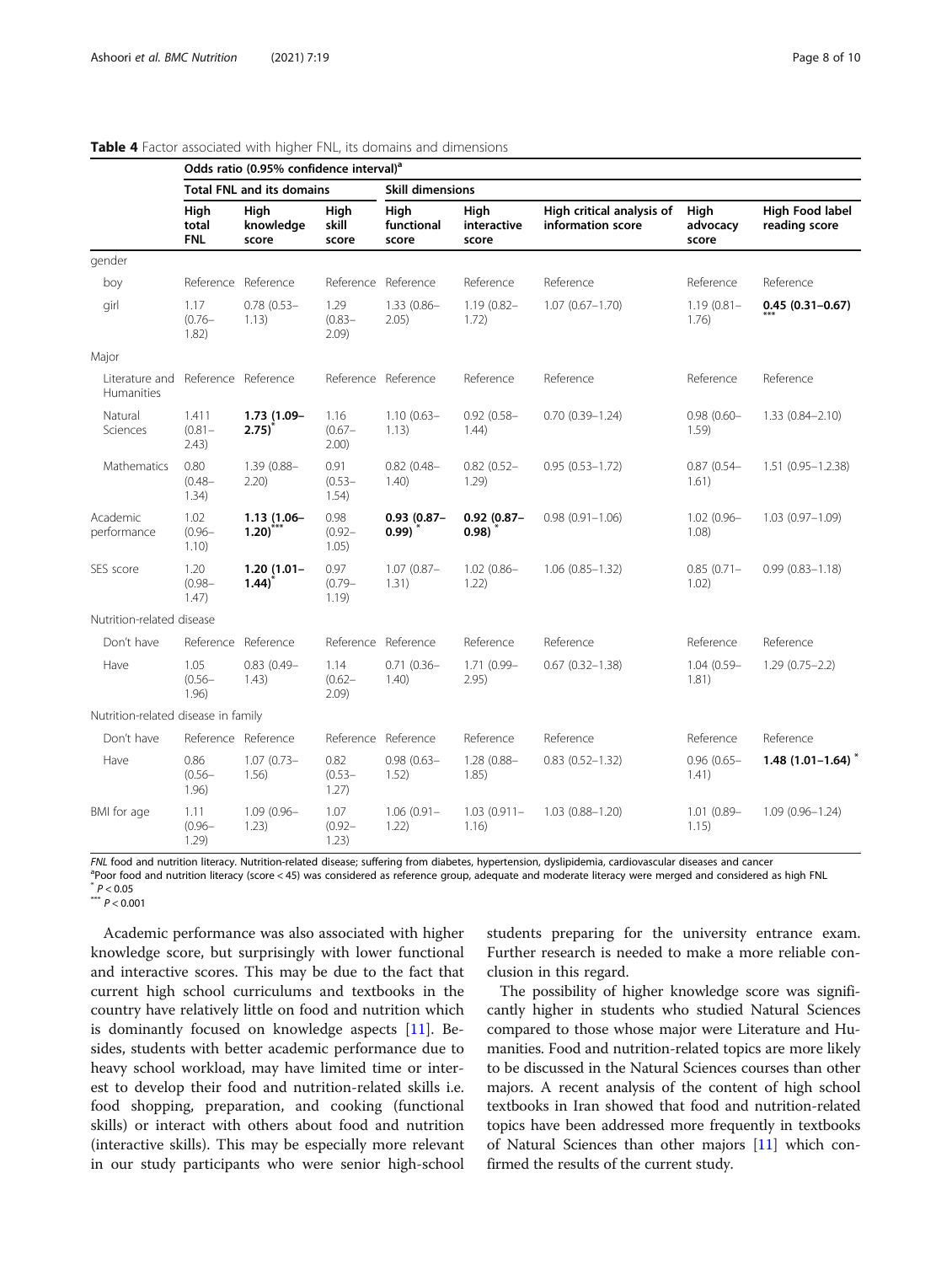**Table 4** Factor associated with higher FNL, its domains and dimensions

| | Odds ratio (0.95% confidence interval)[a] | | | | | | | |
|---|---|---|---|---|---|---|---|---|
| | Total FNL and its domains | | | Skill dimensions | | | | |
| | High total FNL | High knowledge score | High skill score | High functional score | High interactive score | High critical analysis of information score | High advocacy score | High Food label reading score |
| gender | | | | | | | | |
| boy | Reference | Reference | Reference | Reference | Reference | Reference | Reference | Reference |
| girl | 1.17 (0.76–1.82) | 0.78 (0.53–1.13) | 1.29 (0.83–2.09) | 1.33 (0.86–2.05) | 1.19 (0.82–1.72) | 1.07 (0.67–1.70) | 1.19 (0.81–1.76) | **0.45 (0.31–0.67)** *** |
| Major | | | | | | | | |
| Literature and Humanities | Reference | Reference | Reference | Reference | Reference | Reference | Reference | Reference |
| Natural Sciences | 1.411 (0.81–2.43) | **1.73 (1.09–2.75)** * | 1.16 (0.67–2.00) | 1.10 (0.63–1.13) | 0.92 (0.58–1.44) | 0.70 (0.39–1.24) | 0.98 (0.60–1.59) | 1.33 (0.84–2.10) |
| Mathematics | 0.80 (0.48–1.34) | 1.39 (0.88–2.20) | 0.91 (0.53–1.54) | 0.82 (0.48–1.40) | 0.82 (0.52–1.29) | 0.95 (0.53–1.72) | 0.87 (0.54–1.61) | 1.51 (0.95–1.2.38) |
| Academic performance | 1.02 (0.96–1.10) | **1.13 (1.06–1.20)** *** | 0.98 (0.92–1.05) | **0.93 (0.87–0.99)** * | **0.92 (0.87–0.98)** * | 0.98 (0.91–1.06) | 1.02 (0.96–1.08) | 1.03 (0.97–1.09) |
| SES score | 1.20 (0.98–1.47) | **1.20 (1.01–1.44)** * | 0.97 (0.79–1.19) | 1.07 (0.87–1.31) | 1.02 (0.86–1.22) | 1.06 (0.85–1.32) | 0.85 (0.71–1.02) | 0.99 (0.83–1.18) |
| Nutrition-related disease | | | | | | | | |
| Don't have | Reference | Reference | Reference | Reference | Reference | Reference | Reference | Reference |
| Have | 1.05 (0.56–1.96) | 0.83 (0.49–1.43) | 1.14 (0.62–2.09) | 0.71 (0.36–1.40) | 1.71 (0.99–2.95) | 0.67 (0.32–1.38) | 1.04 (0.59–1.81) | 1.29 (0.75–2.2) |
| Nutrition-related disease in family | | | | | | | | |
| Don't have | Reference | Reference | Reference | Reference | Reference | Reference | Reference | Reference |
| Have | 0.86 (0.56–1.96) | 1.07 (0.73–1.56) | 0.82 (0.53–1.27) | 0.98 (0.63–1.52) | 1.28 (0.88–1.85) | 0.83 (0.52–1.32) | 0.96 (0.65–1.41) | **1.48 (1.01–1.64)** * |
| BMI for age | 1.11 (0.96–1.29) | 1.09 (0.96–1.23) | 1.07 (0.92–1.23) | 1.06 (0.91–1.22) | 1.03 (0.911–1.16) | 1.03 (0.88–1.20) | 1.01 (0.89–1.15) | 1.09 (0.96–1.24) |

*FNL* food and nutrition literacy. Nutrition-related disease; suffering from diabetes, hypertension, dyslipidemia, cardiovascular diseases and cancer

[a]Poor food and nutrition literacy (score < 45) was considered as reference group, adequate and moderate literacy were merged and considered as high FNL

\* $P < 0.05$

\*\*\* $P < 0.001$

Academic performance was also associated with higher knowledge score, but surprisingly with lower functional and interactive scores. This may be due to the fact that current high school curriculums and textbooks in the country have relatively little on food and nutrition which is dominantly focused on knowledge aspects [11]. Besides, students with better academic performance due to heavy school workload, may have limited time or interest to develop their food and nutrition-related skills i.e. food shopping, preparation, and cooking (functional skills) or interact with others about food and nutrition (interactive skills). This may be especially more relevant in our study participants who were senior high-school students preparing for the university entrance exam. Further research is needed to make a more reliable conclusion in this regard.

The possibility of higher knowledge score was significantly higher in students who studied Natural Sciences compared to those whose major were Literature and Humanities. Food and nutrition-related topics are more likely to be discussed in the Natural Sciences courses than other majors. A recent analysis of the content of high school textbooks in Iran showed that food and nutrition-related topics have been addressed more frequently in textbooks of Natural Sciences than other majors [11] which confirmed the results of the current study.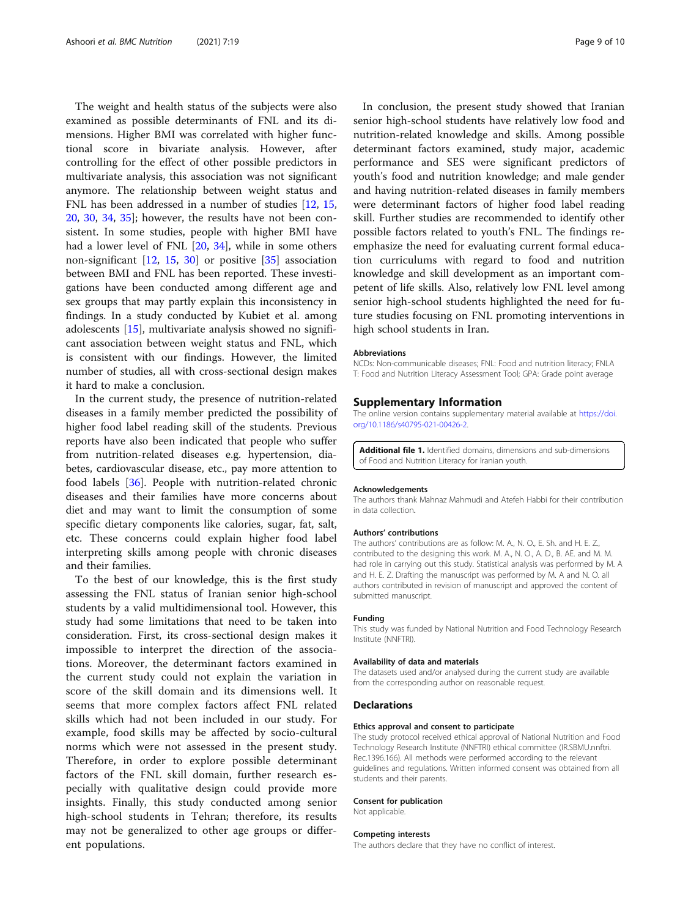The weight and health status of the subjects were also examined as possible determinants of FNL and its dimensions. Higher BMI was correlated with higher functional score in bivariate analysis. However, after controlling for the effect of other possible predictors in multivariate analysis, this association was not significant anymore. The relationship between weight status and FNL has been addressed in a number of studies [12, 15, 20, 30, 34, 35]; however, the results have not been consistent. In some studies, people with higher BMI have had a lower level of FNL [20, 34], while in some others non-significant [12, 15, 30] or positive [35] association between BMI and FNL has been reported. These investigations have been conducted among different age and sex groups that may partly explain this inconsistency in findings. In a study conducted by Kubiet et al. among adolescents [15], multivariate analysis showed no significant association between weight status and FNL, which is consistent with our findings. However, the limited number of studies, all with cross-sectional design makes it hard to make a conclusion.

In the current study, the presence of nutrition-related diseases in a family member predicted the possibility of higher food label reading skill of the students. Previous reports have also been indicated that people who suffer from nutrition-related diseases e.g. hypertension, diabetes, cardiovascular disease, etc., pay more attention to food labels [36]. People with nutrition-related chronic diseases and their families have more concerns about diet and may want to limit the consumption of some specific dietary components like calories, sugar, fat, salt, etc. These concerns could explain higher food label interpreting skills among people with chronic diseases and their families.

To the best of our knowledge, this is the first study assessing the FNL status of Iranian senior high-school students by a valid multidimensional tool. However, this study had some limitations that need to be taken into consideration. First, its cross-sectional design makes it impossible to interpret the direction of the associations. Moreover, the determinant factors examined in the current study could not explain the variation in score of the skill domain and its dimensions well. It seems that more complex factors affect FNL related skills which had not been included in our study. For example, food skills may be affected by socio-cultural norms which were not assessed in the present study. Therefore, in order to explore possible determinant factors of the FNL skill domain, further research especially with qualitative design could provide more insights. Finally, this study conducted among senior high-school students in Tehran; therefore, its results may not be generalized to other age groups or different populations.

In conclusion, the present study showed that Iranian senior high-school students have relatively low food and nutrition-related knowledge and skills. Among possible determinant factors examined, study major, academic performance and SES were significant predictors of youth's food and nutrition knowledge; and male gender and having nutrition-related diseases in family members were determinant factors of higher food label reading skill. Further studies are recommended to identify other possible factors related to youth's FNL. The findings re-emphasize the need for evaluating current formal education curriculums with regard to food and nutrition knowledge and skill development as an important competent of life skills. Also, relatively low FNL level among senior high-school students highlighted the need for future studies focusing on FNL promoting interventions in high school students in Iran.

#### Abbreviations

NCDs: Non-communicable diseases; FNL: Food and nutrition literacy; FNLAT: Food and Nutrition Literacy Assessment Tool; GPA: Grade point average

## Supplementary Information

The online version contains supplementary material available at https://doi.org/10.1186/s40795-021-00426-2.

**Additional file 1.** Identified domains, dimensions and sub-dimensions of Food and Nutrition Literacy for Iranian youth.

#### Acknowledgements

The authors thank Mahnaz Mahmudi and Atefeh Habbi for their contribution in data collection.

#### Authors' contributions

The authors' contributions are as follow: M. A., N. O., E. Sh. and H. E. Z., contributed to the designing this work. M. A., N. O., A. D., B. AE. and M. M. had role in carrying out this study. Statistical analysis was performed by M. A and H. E. Z. Drafting the manuscript was performed by M. A and N. O. all authors contributed in revision of manuscript and approved the content of submitted manuscript.

#### Funding

This study was funded by National Nutrition and Food Technology Research Institute (NNFTRI).

#### Availability of data and materials

The datasets used and/or analysed during the current study are available from the corresponding author on reasonable request.

## Declarations

#### Ethics approval and consent to participate

The study protocol received ethical approval of National Nutrition and Food Technology Research Institute (NNFTRI) ethical committee (IR.SBMU.nnftri.Rec.1396.166). All methods were performed according to the relevant guidelines and regulations. Written informed consent was obtained from all students and their parents.

#### Consent for publication

Not applicable.

#### Competing interests

The authors declare that they have no conflict of interest.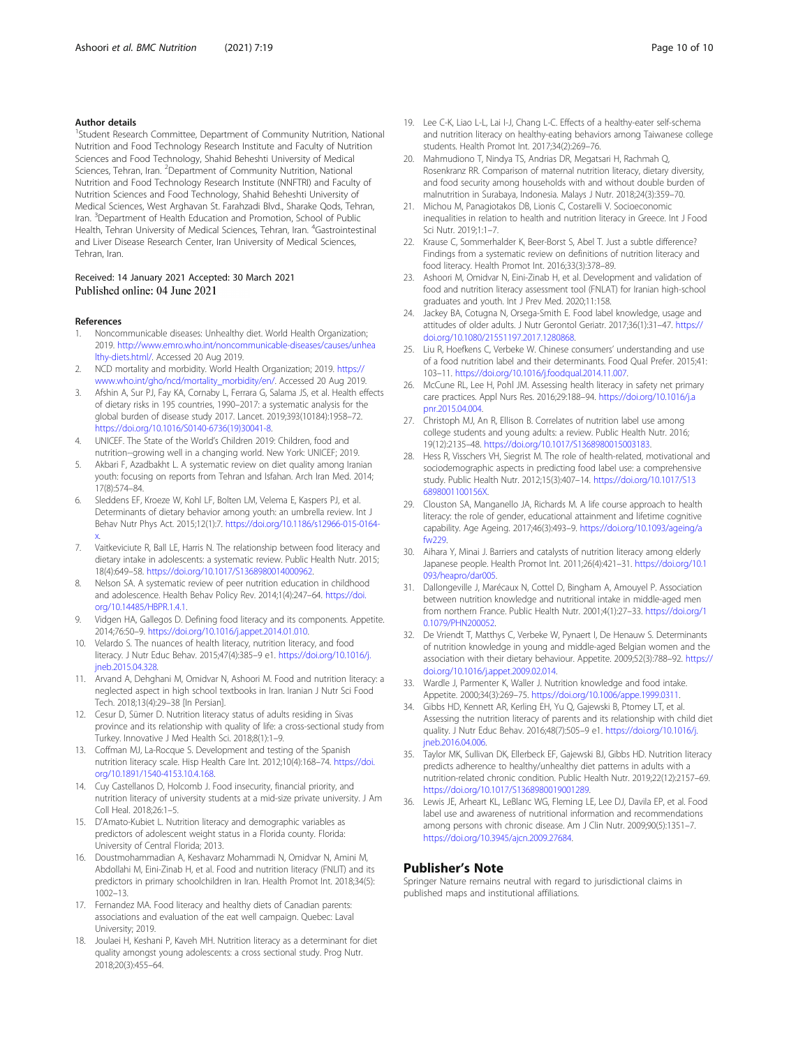### Author details

[1]Student Research Committee, Department of Community Nutrition, National Nutrition and Food Technology Research Institute and Faculty of Nutrition Sciences and Food Technology, Shahid Beheshti University of Medical Sciences, Tehran, Iran. [2]Department of Community Nutrition, National Nutrition and Food Technology Research Institute (NNFTRI) and Faculty of Nutrition Sciences and Food Technology, Shahid Beheshti University of Medical Sciences, West Arghavan St. Farahzadi Blvd., Sharake Qods, Tehran, Iran. [3]Department of Health Education and Promotion, School of Public Health, Tehran University of Medical Sciences, Tehran, Iran. [4]Gastrointestinal and Liver Disease Research Center, Iran University of Medical Sciences, Tehran, Iran.

Received: 14 January 2021 Accepted: 30 March 2021
Published online: 04 June 2021

### References

1. Noncommunicable diseases: Unhealthy diet. World Health Organization; 2019. http://www.emro.who.int/noncommunicable-diseases/causes/unhealthy-diets.html/. Accessed 20 Aug 2019.
2. NCD mortality and morbidity. World Health Organization; 2019. https://www.who.int/gho/ncd/mortality_morbidity/en/. Accessed 20 Aug 2019.
3. Afshin A, Sur PJ, Fay KA, Cornaby L, Ferrara G, Salama JS, et al. Health effects of dietary risks in 195 countries, 1990–2017: a systematic analysis for the global burden of disease study 2017. Lancet. 2019;393(10184):1958–72. https://doi.org/10.1016/S0140-6736(19)30041-8.
4. UNICEF. The State of the World's Children 2019: Children, food and nutrition--growing well in a changing world. New York: UNICEF; 2019.
5. Akbari F, Azadbakht L. A systematic review on diet quality among Iranian youth: focusing on reports from Tehran and Isfahan. Arch Iran Med. 2014; 17(8):574–84.
6. Sleddens EF, Kroeze W, Kohl LF, Bolten LM, Velema E, Kaspers PJ, et al. Determinants of dietary behavior among youth: an umbrella review. Int J Behav Nutr Phys Act. 2015;12(1):7. https://doi.org/10.1186/s12966-015-0164-x.
7. Vaitkeviciute R, Ball LE, Harris N. The relationship between food literacy and dietary intake in adolescents: a systematic review. Public Health Nutr. 2015; 18(4):649–58. https://doi.org/10.1017/S1368980014000962.
8. Nelson SA. A systematic review of peer nutrition education in childhood and adolescence. Health Behav Policy Rev. 2014;1(4):247–64. https://doi.org/10.14485/HBPR.1.4.1.
9. Vidgen HA, Gallegos D. Defining food literacy and its components. Appetite. 2014;76:50–9. https://doi.org/10.1016/j.appet.2014.01.010.
10. Velardo S. The nuances of health literacy, nutrition literacy, and food literacy. J Nutr Educ Behav. 2015;47(4):385–9 e1. https://doi.org/10.1016/j.jneb.2015.04.328.
11. Arvand A, Dehghani M, Omidvar N, Ashoori M. Food and nutrition literacy: a neglected aspect in high school textbooks in Iran. Iranian J Nutr Sci Food Tech. 2018;13(4):29–38 [In Persian].
12. Cesur D, Sümer D. Nutrition literacy status of adults residing in Sivas province and its relationship with quality of life: a cross-sectional study from Turkey. Innovative J Med Health Sci. 2018;8(1):1–9.
13. Coffman MJ, La-Rocque S. Development and testing of the Spanish nutrition literacy scale. Hisp Health Care Int. 2012;10(4):168–74. https://doi.org/10.1891/1540-4153.10.4.168.
14. Cuy Castellanos D, Holcomb J. Food insecurity, financial priority, and nutrition literacy of university students at a mid-size private university. J Am Coll Heal. 2018;26:1–5.
15. D'Amato-Kubiet L. Nutrition literacy and demographic variables as predictors of adolescent weight status in a Florida county. Florida: University of Central Florida; 2013.
16. Doustmohammadian A, Keshavarz Mohammadi N, Omidvar N, Amini M, Abdollahi M, Eini-Zinab H, et al. Food and nutrition literacy (FNLIT) and its predictors in primary schoolchildren in Iran. Health Promot Int. 2018;34(5): 1002–13.
17. Fernandez MA. Food literacy and healthy diets of Canadian parents: associations and evaluation of the eat well campaign. Quebec: Laval University; 2019.
18. Joulaei H, Keshani P, Kaveh MH. Nutrition literacy as a determinant for diet quality amongst young adolescents: a cross sectional study. Prog Nutr. 2018;20(3):455–64.
19. Lee C-K, Liao L-L, Lai I-J, Chang L-C. Effects of a healthy-eater self-schema and nutrition literacy on healthy-eating behaviors among Taiwanese college students. Health Promot Int. 2017;34(2):269–76.
20. Mahmudiono T, Nindya TS, Andrias DR, Megatsari H, Rachmah Q, Rosenkranz RR. Comparison of maternal nutrition literacy, dietary diversity, and food security among households with and without double burden of malnutrition in Surabaya, Indonesia. Malays J Nutr. 2018;24(3):359–70.
21. Michou M, Panagiotakos DB, Lionis C, Costarelli V. Socioeconomic inequalities in relation to health and nutrition literacy in Greece. Int J Food Sci Nutr. 2019;1:1–7.
22. Krause C, Sommerhalder K, Beer-Borst S, Abel T. Just a subtle difference? Findings from a systematic review on definitions of nutrition literacy and food literacy. Health Promot Int. 2016;33(3):378–89.
23. Ashoori M, Omidvar N, Eini-Zinab H, et al. Development and validation of food and nutrition literacy assessment tool (FNLAT) for Iranian high-school graduates and youth. Int J Prev Med. 2020;11:158.
24. Jackey BA, Cotugna N, Orsega-Smith E. Food label knowledge, usage and attitudes of older adults. J Nutr Gerontol Geriatr. 2017;36(1):31–47. https://doi.org/10.1080/21551197.2017.1280868.
25. Liu R, Hoefkens C, Verbeke W. Chinese consumers' understanding and use of a food nutrition label and their determinants. Food Qual Prefer. 2015;41: 103–11. https://doi.org/10.1016/j.foodqual.2014.11.007.
26. McCune RL, Lee H, Pohl JM. Assessing health literacy in safety net primary care practices. Appl Nurs Res. 2016;29:188–94. https://doi.org/10.1016/j.apnr.2015.04.004.
27. Christoph MJ, An R, Ellison B. Correlates of nutrition label use among college students and young adults: a review. Public Health Nutr. 2016; 19(12):2135–48. https://doi.org/10.1017/S1368980015003183.
28. Hess R, Visschers VH, Siegrist M. The role of health-related, motivational and sociodemographic aspects in predicting food label use: a comprehensive study. Public Health Nutr. 2012;15(3):407–14. https://doi.org/10.1017/S1368980011001156X.
29. Clouston SA, Manganello JA, Richards M. A life course approach to health literacy: the role of gender, educational attainment and lifetime cognitive capability. Age Ageing. 2017;46(3):493–9. https://doi.org/10.1093/ageing/afw229.
30. Aihara Y, Minai J. Barriers and catalysts of nutrition literacy among elderly Japanese people. Health Promot Int. 2011;26(4):421–31. https://doi.org/10.1093/heapro/dar005.
31. Dallongeville J, Marécaux N, Cottel D, Bingham A, Amouyel P. Association between nutrition knowledge and nutritional intake in middle-aged men from northern France. Public Health Nutr. 2001;4(1):27–33. https://doi.org/10.1079/PHN200052.
32. De Vriendt T, Matthys C, Verbeke W, Pynaert I, De Henauw S. Determinants of nutrition knowledge in young and middle-aged Belgian women and the association with their dietary behaviour. Appetite. 2009;52(3):788–92. https://doi.org/10.1016/j.appet.2009.02.014.
33. Wardle J, Parmenter K, Waller J. Nutrition knowledge and food intake. Appetite. 2000;34(3):269–75. https://doi.org/10.1006/appe.1999.0311.
34. Gibbs HD, Kennett AR, Kerling EH, Yu Q, Gajewski B, Ptomey LT, et al. Assessing the nutrition literacy of parents and its relationship with child diet quality. J Nutr Educ Behav. 2016;48(7):505–9 e1. https://doi.org/10.1016/j.jneb.2016.04.006.
35. Taylor MK, Sullivan DK, Ellerbeck EF, Gajewski BJ, Gibbs HD. Nutrition literacy predicts adherence to healthy/unhealthy diet patterns in adults with a nutrition-related chronic condition. Public Health Nutr. 2019;22(12):2157–69. https://doi.org/10.1017/S1368980019001289.
36. Lewis JE, Arheart KL, LeBlanc WG, Fleming LE, Lee DJ, Davila EP, et al. Food label use and awareness of nutritional information and recommendations among persons with chronic disease. Am J Clin Nutr. 2009;90(5):1351–7. https://doi.org/10.3945/ajcn.2009.27684.

## Publisher's Note

Springer Nature remains neutral with regard to jurisdictional claims in published maps and institutional affiliations.